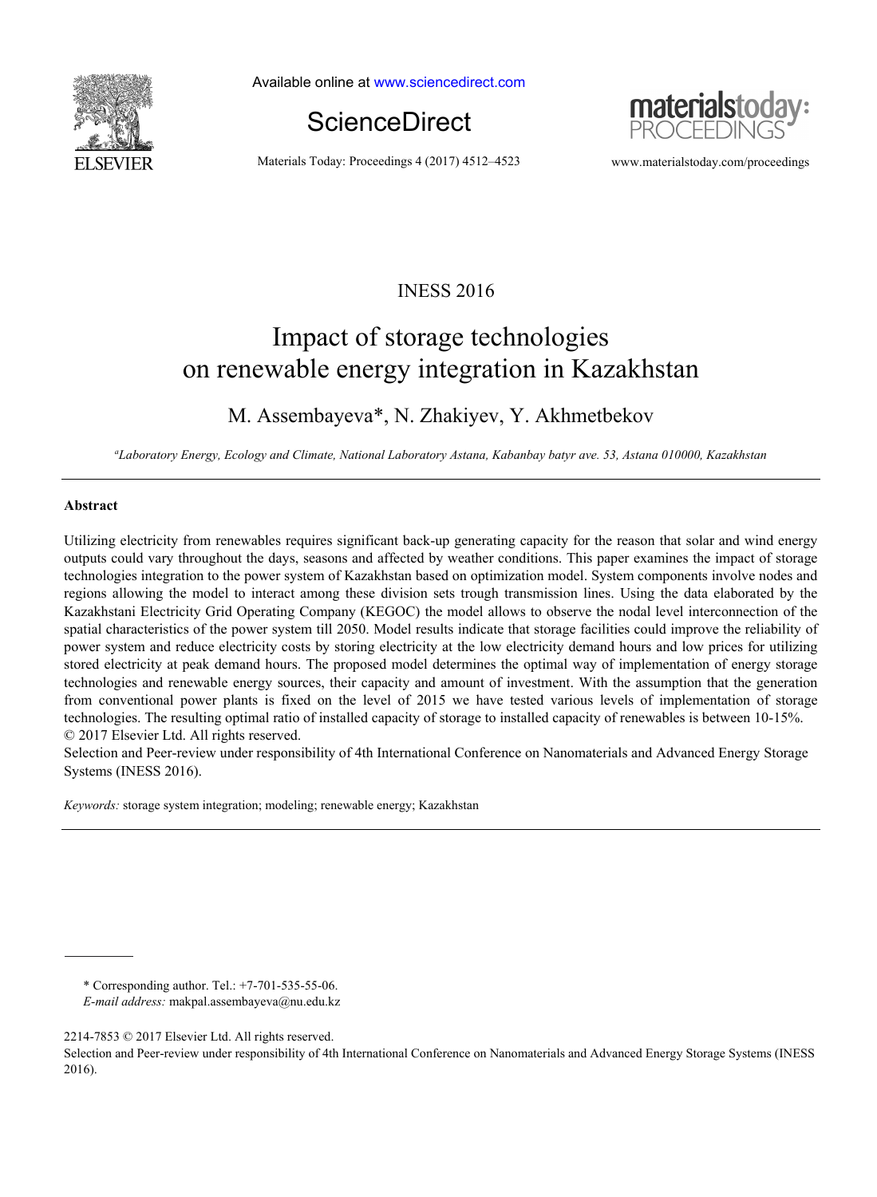INESS 2016

# Impact of storage technologies on renewable energy integration in Kazakhstan

M. Assembayeva*, N. Zhakiyev, Y. Akhmetbekov

[a]*Laboratory Energy, Ecology and Climate, National Laboratory Astana, Kabanbay batyr ave. 53, Astana 010000, Kazakhstan*

---

## Abstract

Utilizing electricity from renewables requires significant back-up generating capacity for the reason that solar and wind energy outputs could vary throughout the days, seasons and affected by weather conditions. This paper examines the impact of storage technologies integration to the power system of Kazakhstan based on optimization model. System components involve nodes and regions allowing the model to interact among these division sets trough transmission lines. Using the data elaborated by the Kazakhstani Electricity Grid Operating Company (KEGOC) the model allows to observe the nodal level interconnection of the spatial characteristics of the power system till 2050. Model results indicate that storage facilities could improve the reliability of power system and reduce electricity costs by storing electricity at the low electricity demand hours and low prices for utilizing stored electricity at peak demand hours. The proposed model determines the optimal way of implementation of energy storage technologies and renewable energy sources, their capacity and amount of investment. With the assumption that the generation from conventional power plants is fixed on the level of 2015 we have tested various levels of implementation of storage technologies. The resulting optimal ratio of installed capacity of storage to installed capacity of renewables is between 10-15%.
© 2017 Elsevier Ltd. All rights reserved.
Selection and Peer-review under responsibility of 4th International Conference on Nanomaterials and Advanced Energy Storage Systems (INESS 2016).

*Keywords:* storage system integration; modeling; renewable energy; Kazakhstan

---

\* Corresponding author. Tel.: +7-701-535-55-06.
*E-mail address:* makpal.assembayeva@nu.edu.kz

2214-7853 © 2017 Elsevier Ltd. All rights reserved.
Selection and Peer-review under responsibility of 4th International Conference on Nanomaterials and Advanced Energy Storage Systems (INESS 2016).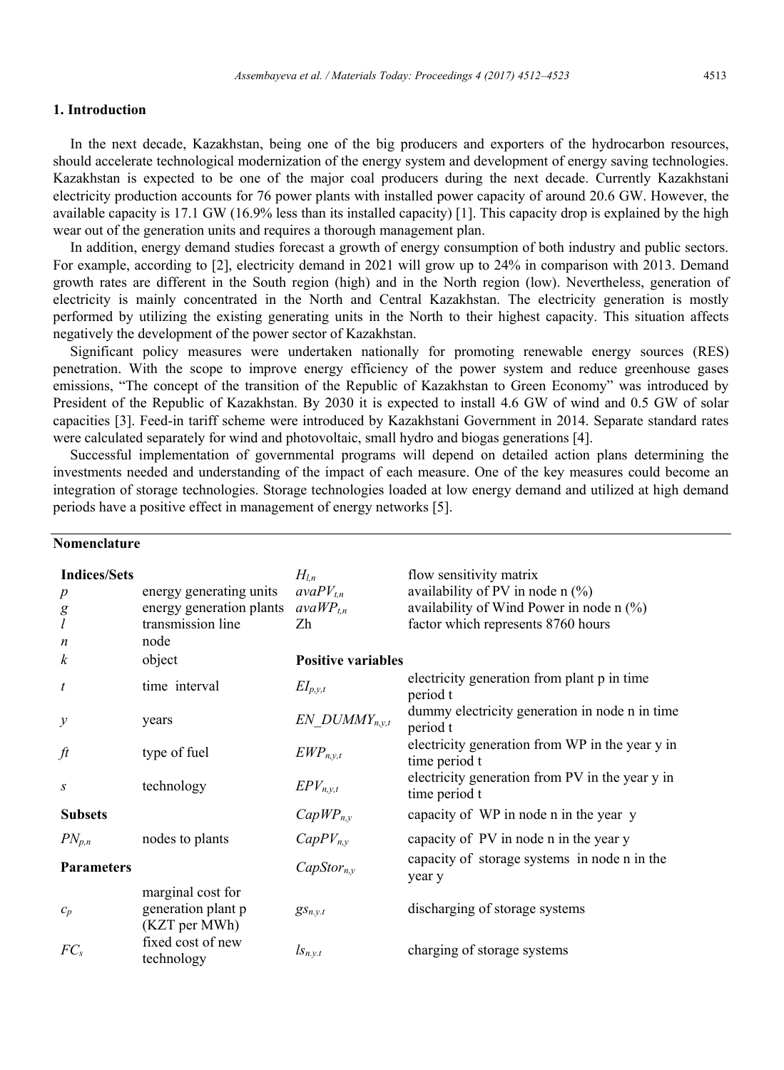## 1. Introduction

In the next decade, Kazakhstan, being one of the big producers and exporters of the hydrocarbon resources, should accelerate technological modernization of the energy system and development of energy saving technologies. Kazakhstan is expected to be one of the major coal producers during the next decade. Currently Kazakhstani electricity production accounts for 76 power plants with installed power capacity of around 20.6 GW. However, the available capacity is 17.1 GW (16.9% less than its installed capacity) [1]. This capacity drop is explained by the high wear out of the generation units and requires a thorough management plan.

In addition, energy demand studies forecast a growth of energy consumption of both industry and public sectors. For example, according to [2], electricity demand in 2021 will grow up to 24% in comparison with 2013. Demand growth rates are different in the South region (high) and in the North region (low). Nevertheless, generation of electricity is mainly concentrated in the North and Central Kazakhstan. The electricity generation is mostly performed by utilizing the existing generating units in the North to their highest capacity. This situation affects negatively the development of the power sector of Kazakhstan.

Significant policy measures were undertaken nationally for promoting renewable energy sources (RES) penetration. With the scope to improve energy efficiency of the power system and reduce greenhouse gases emissions, "The concept of the transition of the Republic of Kazakhstan to Green Economy" was introduced by President of the Republic of Kazakhstan. By 2030 it is expected to install 4.6 GW of wind and 0.5 GW of solar capacities [3]. Feed-in tariff scheme were introduced by Kazakhstani Government in 2014. Separate standard rates were calculated separately for wind and photovoltaic, small hydro and biogas generations [4].

Successful implementation of governmental programs will depend on detailed action plans determining the investments needed and understanding of the impact of each measure. One of the key measures could become an integration of storage technologies. Storage technologies loaded at low energy demand and utilized at high demand periods have a positive effect in management of energy networks [5].

## Nomenclature

| | | | |
|---|---|---|---|
| **Indices/Sets** | | $H_{l,n}$ | flow sensitivity matrix |
| $p$ | energy generating units | $avaPV_{t,n}$ | availability of PV in node n (%) |
| $g$ | energy generation plants | $avaWP_{t,n}$ | availability of Wind Power in node n (%) |
| $l$ | transmission line | Zh | factor which represents 8760 hours |
| $n$ | node | | |
| $k$ | object | **Positive variables** | |
| $t$ | time interval | $EI_{p,y,t}$ | electricity generation from plant p in time period t |
| $y$ | years | $EN\_DUMMY_{n,y,t}$ | dummy electricity generation in node n in time period t |
| $ft$ | type of fuel | $EWP_{n,y,t}$ | electricity generation from WP in the year y in time period t |
| $s$ | technology | $EPV_{n,y,t}$ | electricity generation from PV in the year y in time period t |
| **Subsets** | | $CapWP_{n,y}$ | capacity of WP in node n in the year y |
| $PN_{p,n}$ | nodes to plants | $CapPV_{n,y}$ | capacity of PV in node n in the year y |
| **Parameters** | | $CapStor_{n,y}$ | capacity of storage systems in node n in the year y |
| $c_p$ | marginal cost for generation plant p (KZT per MWh) | $gs_{n.y.t}$ | discharging of storage systems |
| $FC_s$ | fixed cost of new technology | $ls_{n.y.t}$ | charging of storage systems |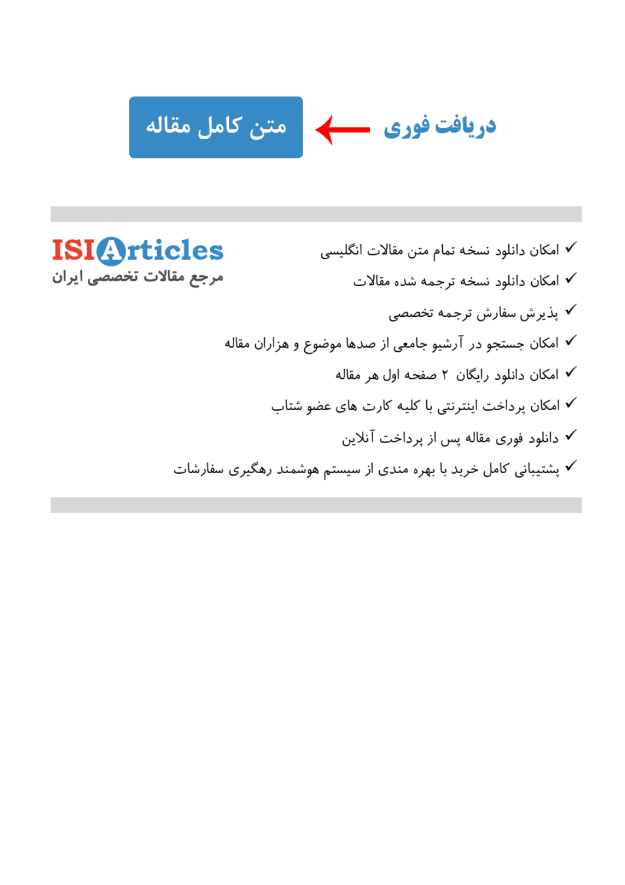دریافت فوری ← **متن کامل مقاله**

**ISIArticles**
مرجع مقالات تخصصی ایران

- ✓ امکان دانلود نسخه تمام متن مقالات انگلیسی
- ✓ امکان دانلود نسخه ترجمه شده مقالات
- ✓ پذیرش سفارش ترجمه تخصصی
- ✓ امکان جستجو در آرشیو جامعی از صدها موضوع و هزاران مقاله
- ✓ امکان دانلود رایگان ۲ صفحه اول هر مقاله
- ✓ امکان پرداخت اینترنتی با کلیه کارت های عضو شتاب
- ✓ دانلود فوری مقاله پس از پرداخت آنلاین
- ✓ پشتیبانی کامل خرید با بهره مندی از سیستم هوشمند رهگیری سفارشات